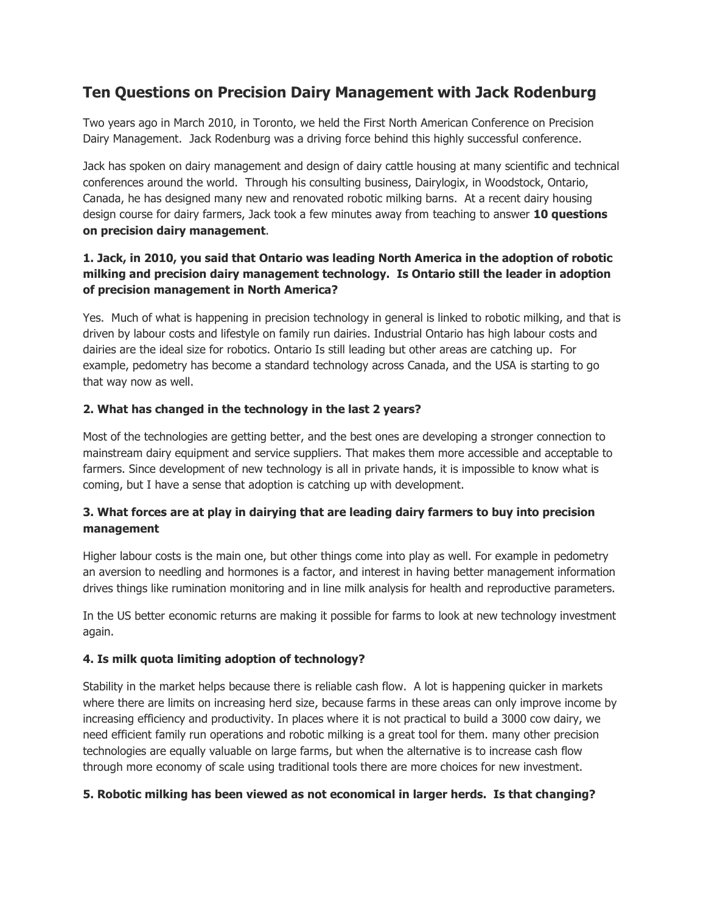# Ten Questions on Precision Dairy Management with Jack Rodenburg

Two years ago in March 2010, in Toronto, we held the First North American Conference on Precision Dairy Management. Jack Rodenburg was a driving force behind this highly successful conference.

Jack has spoken on dairy management and design of dairy cattle housing at many scientific and technical conferences around the world. Through his consulting business, Dairylogix, in Woodstock, Ontario, Canada, he has designed many new and renovated robotic milking barns. At a recent dairy housing design course for dairy farmers, Jack took a few minutes away from teaching to answer **10 questions on precision dairy management**.

### 1. Jack, in 2010, you said that Ontario was leading North America in the adoption of robotic milking and precision dairy management technology. Is Ontario still the leader in adoption of precision management in North America?

Yes. Much of what is happening in precision technology in general is linked to robotic milking, and that is driven by labour costs and lifestyle on family run dairies. Industrial Ontario has high labour costs and dairies are the ideal size for robotics. Ontario Is still leading but other areas are catching up. For example, pedometry has become a standard technology across Canada, and the USA is starting to go that way now as well.

### 2. What has changed in the technology in the last 2 years?

Most of the technologies are getting better, and the best ones are developing a stronger connection to mainstream dairy equipment and service suppliers. That makes them more accessible and acceptable to farmers. Since development of new technology is all in private hands, it is impossible to know what is coming, but I have a sense that adoption is catching up with development.

### 3. What forces are at play in dairying that are leading dairy farmers to buy into precision management

Higher labour costs is the main one, but other things come into play as well. For example in pedometry an aversion to needling and hormones is a factor, and interest in having better management information drives things like rumination monitoring and in line milk analysis for health and reproductive parameters.

In the US better economic returns are making it possible for farms to look at new technology investment again.

### 4. Is milk quota limiting adoption of technology?

Stability in the market helps because there is reliable cash flow. A lot is happening quicker in markets where there are limits on increasing herd size, because farms in these areas can only improve income by increasing efficiency and productivity. In places where it is not practical to build a 3000 cow dairy, we need efficient family run operations and robotic milking is a great tool for them. many other precision technologies are equally valuable on large farms, but when the alternative is to increase cash flow through more economy of scale using traditional tools there are more choices for new investment.

### 5. Robotic milking has been viewed as not economical in larger herds. Is that changing?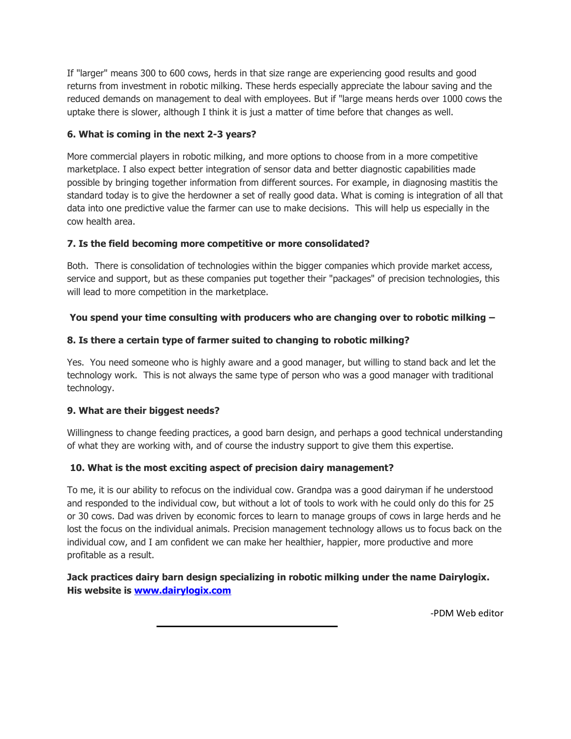If "larger" means 300 to 600 cows, herds in that size range are experiencing good results and good returns from investment in robotic milking. These herds especially appreciate the labour saving and the reduced demands on management to deal with employees. But if "large means herds over 1000 cows the uptake there is slower, although I think it is just a matter of time before that changes as well.

**6. What is coming in the next 2-3 years?**

More commercial players in robotic milking, and more options to choose from in a more competitive marketplace. I also expect better integration of sensor data and better diagnostic capabilities made possible by bringing together information from different sources. For example, in diagnosing mastitis the standard today is to give the herdowner a set of really good data. What is coming is integration of all that data into one predictive value the farmer can use to make decisions. This will help us especially in the cow health area.

**7. Is the field becoming more competitive or more consolidated?**

Both. There is consolidation of technologies within the bigger companies which provide market access, service and support, but as these companies put together their "packages" of precision technologies, this will lead to more competition in the marketplace.

**You spend your time consulting with producers who are changing over to robotic milking –**

**8. Is there a certain type of farmer suited to changing to robotic milking?**

Yes. You need someone who is highly aware and a good manager, but willing to stand back and let the technology work. This is not always the same type of person who was a good manager with traditional technology.

**9. What are their biggest needs?**

Willingness to change feeding practices, a good barn design, and perhaps a good technical understanding of what they are working with, and of course the industry support to give them this expertise.

**10. What is the most exciting aspect of precision dairy management?**

To me, it is our ability to refocus on the individual cow. Grandpa was a good dairyman if he understood and responded to the individual cow, but without a lot of tools to work with he could only do this for 25 or 30 cows. Dad was driven by economic forces to learn to manage groups of cows in large herds and he lost the focus on the individual animals. Precision management technology allows us to focus back on the individual cow, and I am confident we can make her healthier, happier, more productive and more profitable as a result.

**Jack practices dairy barn design specializing in robotic milking under the name Dairylogix. His website is [www.dairylogix.com](http://www.dairylogix.com)**

-PDM Web editor